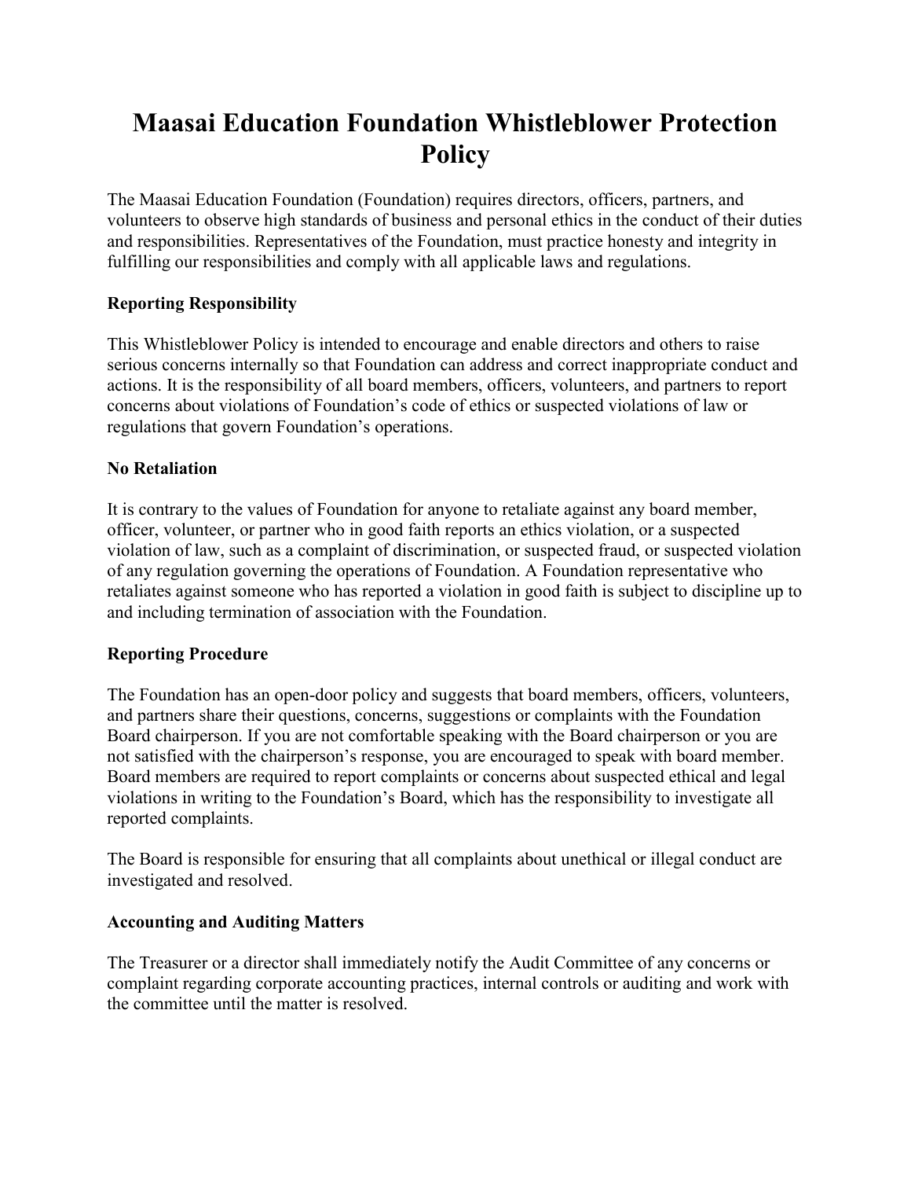# Maasai Education Foundation Whistleblower Protection Policy

The Maasai Education Foundation (Foundation) requires directors, officers, partners, and volunteers to observe high standards of business and personal ethics in the conduct of their duties and responsibilities. Representatives of the Foundation, must practice honesty and integrity in fulfilling our responsibilities and comply with all applicable laws and regulations.

**Reporting Responsibility**

This Whistleblower Policy is intended to encourage and enable directors and others to raise serious concerns internally so that Foundation can address and correct inappropriate conduct and actions. It is the responsibility of all board members, officers, volunteers, and partners to report concerns about violations of Foundation's code of ethics or suspected violations of law or regulations that govern Foundation's operations.

**No Retaliation**

It is contrary to the values of Foundation for anyone to retaliate against any board member, officer, volunteer, or partner who in good faith reports an ethics violation, or a suspected violation of law, such as a complaint of discrimination, or suspected fraud, or suspected violation of any regulation governing the operations of Foundation. A Foundation representative who retaliates against someone who has reported a violation in good faith is subject to discipline up to and including termination of association with the Foundation.

**Reporting Procedure**

The Foundation has an open-door policy and suggests that board members, officers, volunteers, and partners share their questions, concerns, suggestions or complaints with the Foundation Board chairperson. If you are not comfortable speaking with the Board chairperson or you are not satisfied with the chairperson's response, you are encouraged to speak with board member. Board members are required to report complaints or concerns about suspected ethical and legal violations in writing to the Foundation's Board, which has the responsibility to investigate all reported complaints.

The Board is responsible for ensuring that all complaints about unethical or illegal conduct are investigated and resolved.

**Accounting and Auditing Matters**

The Treasurer or a director shall immediately notify the Audit Committee of any concerns or complaint regarding corporate accounting practices, internal controls or auditing and work with the committee until the matter is resolved.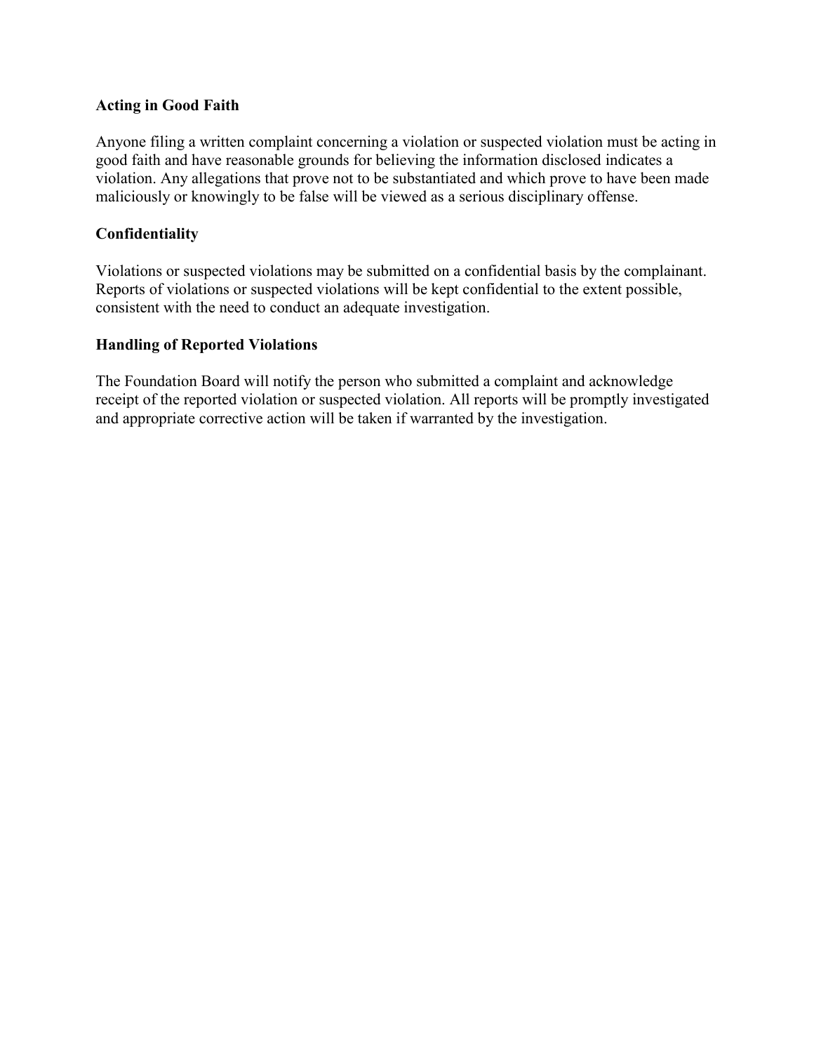### Acting in Good Faith

Anyone filing a written complaint concerning a violation or suspected violation must be acting in good faith and have reasonable grounds for believing the information disclosed indicates a violation. Any allegations that prove not to be substantiated and which prove to have been made maliciously or knowingly to be false will be viewed as a serious disciplinary offense.

### Confidentiality

Violations or suspected violations may be submitted on a confidential basis by the complainant. Reports of violations or suspected violations will be kept confidential to the extent possible, consistent with the need to conduct an adequate investigation.

### Handling of Reported Violations

The Foundation Board will notify the person who submitted a complaint and acknowledge receipt of the reported violation or suspected violation. All reports will be promptly investigated and appropriate corrective action will be taken if warranted by the investigation.